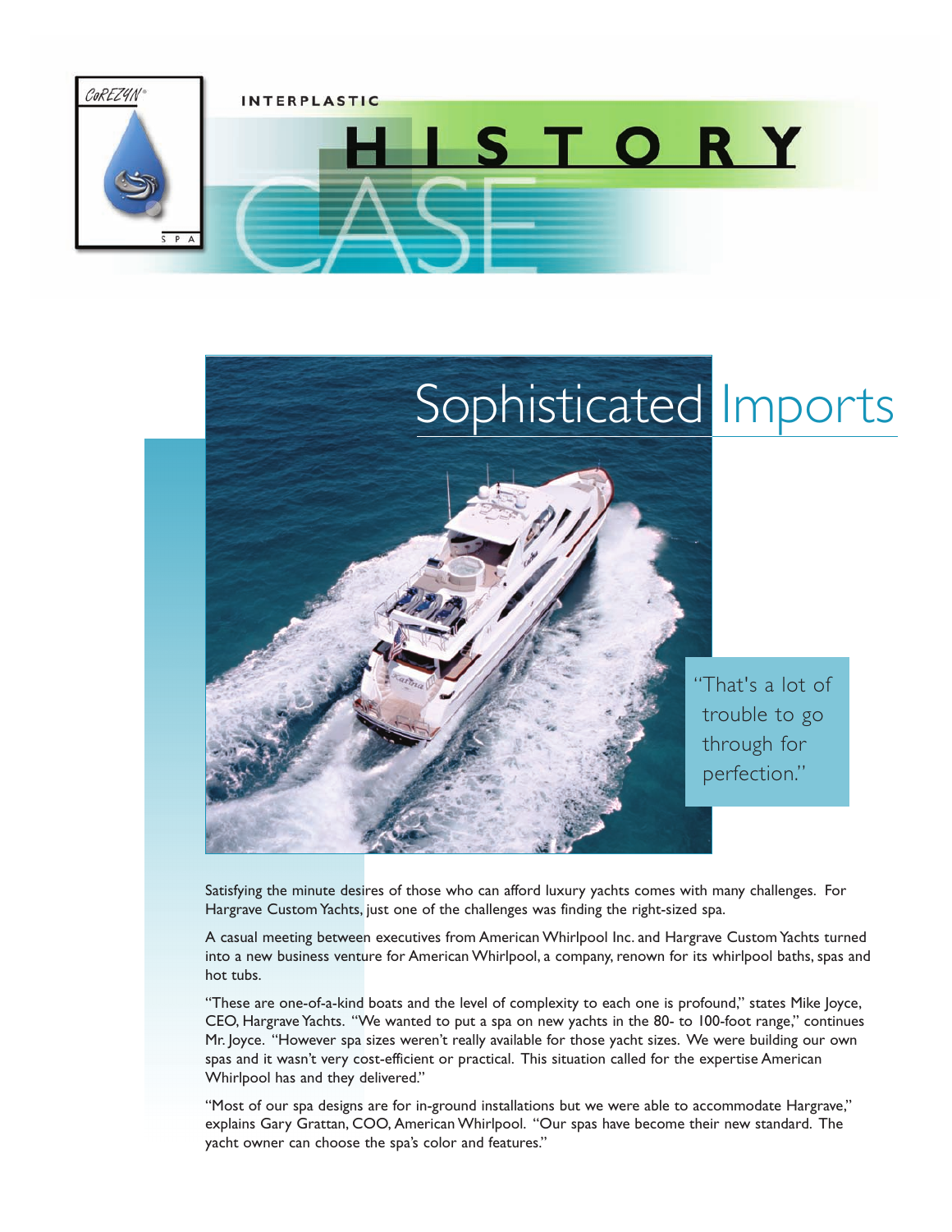CoREZYN® SPA

INTERPLASTIC

# HISTORY CASE

## Sophisticated Imports

"That's a lot of trouble to go through for perfection."

Satisfying the minute desires of those who can afford luxury yachts comes with many challenges. For Hargrave Custom Yachts, just one of the challenges was finding the right-sized spa.

A casual meeting between executives from American Whirlpool Inc. and Hargrave Custom Yachts turned into a new business venture for American Whirlpool, a company, renown for its whirlpool baths, spas and hot tubs.

"These are one-of-a-kind boats and the level of complexity to each one is profound," states Mike Joyce, CEO, Hargrave Yachts. "We wanted to put a spa on new yachts in the 80- to 100-foot range," continues Mr. Joyce. "However spa sizes weren't really available for those yacht sizes. We were building our own spas and it wasn't very cost-efficient or practical. This situation called for the expertise American Whirlpool has and they delivered."

"Most of our spa designs are for in-ground installations but we were able to accommodate Hargrave," explains Gary Grattan, COO, American Whirlpool. "Our spas have become their new standard. The yacht owner can choose the spa's color and features."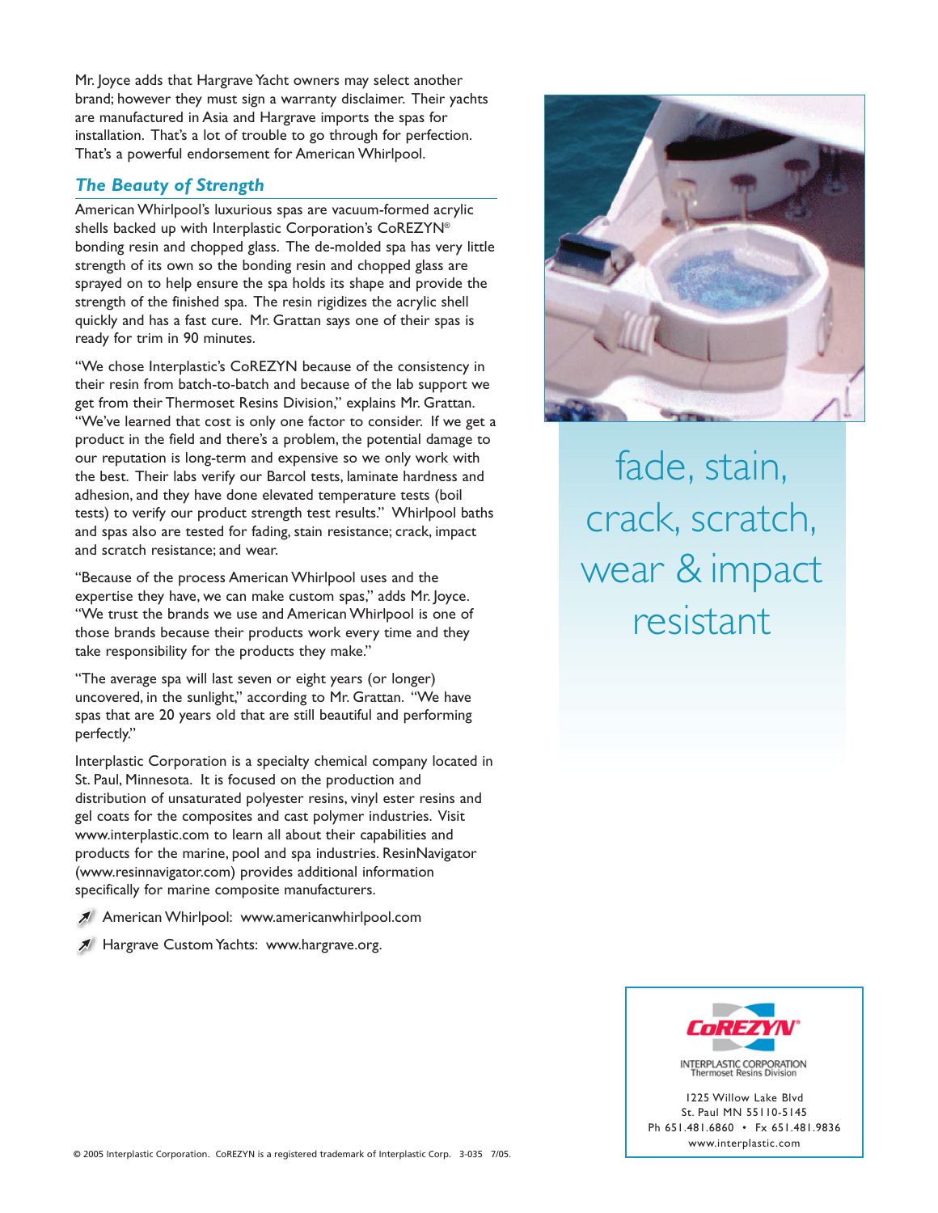Mr. Joyce adds that Hargrave Yacht owners may select another brand; however they must sign a warranty disclaimer. Their yachts are manufactured in Asia and Hargrave imports the spas for installation. That's a lot of trouble to go through for perfection. That's a powerful endorsement for American Whirlpool.

## *The Beauty of Strength*

American Whirlpool's luxurious spas are vacuum-formed acrylic shells backed up with Interplastic Corporation's CoREZYN® bonding resin and chopped glass. The de-molded spa has very little strength of its own so the bonding resin and chopped glass are sprayed on to help ensure the spa holds its shape and provide the strength of the finished spa. The resin rigidizes the acrylic shell quickly and has a fast cure. Mr. Grattan says one of their spas is ready for trim in 90 minutes.

"We chose Interplastic's CoREZYN because of the consistency in their resin from batch-to-batch and because of the lab support we get from their Thermoset Resins Division," explains Mr. Grattan. "We've learned that cost is only one factor to consider. If we get a product in the field and there's a problem, the potential damage to our reputation is long-term and expensive so we only work with the best. Their labs verify our Barcol tests, laminate hardness and adhesion, and they have done elevated temperature tests (boil tests) to verify our product strength test results." Whirlpool baths and spas also are tested for fading, stain resistance; crack, impact and scratch resistance; and wear.

"Because of the process American Whirlpool uses and the expertise they have, we can make custom spas," adds Mr. Joyce. "We trust the brands we use and American Whirlpool is one of those brands because their products work every time and they take responsibility for the products they make."

"The average spa will last seven or eight years (or longer) uncovered, in the sunlight," according to Mr. Grattan. "We have spas that are 20 years old that are still beautiful and performing perfectly."

Interplastic Corporation is a specialty chemical company located in St. Paul, Minnesota. It is focused on the production and distribution of unsaturated polyester resins, vinyl ester resins and gel coats for the composites and cast polymer industries. Visit www.interplastic.com to learn all about their capabilities and products for the marine, pool and spa industries. ResinNavigator (www.resinnavigator.com) provides additional information specifically for marine composite manufacturers.

- American Whirlpool: www.americanwhirlpool.com
- Hargrave Custom Yachts: www.hargrave.org.

fade, stain, crack, scratch, wear & impact resistant

CoREZYN®
INTERPLASTIC CORPORATION
Thermoset Resins Division

1225 Willow Lake Blvd
St. Paul MN 55110-5145
Ph 651.481.6860 • Fx 651.481.9836
www.interplastic.com

© 2005 Interplastic Corporation. CoREZYN is a registered trademark of Interplastic Corp. 3-035 7/05.